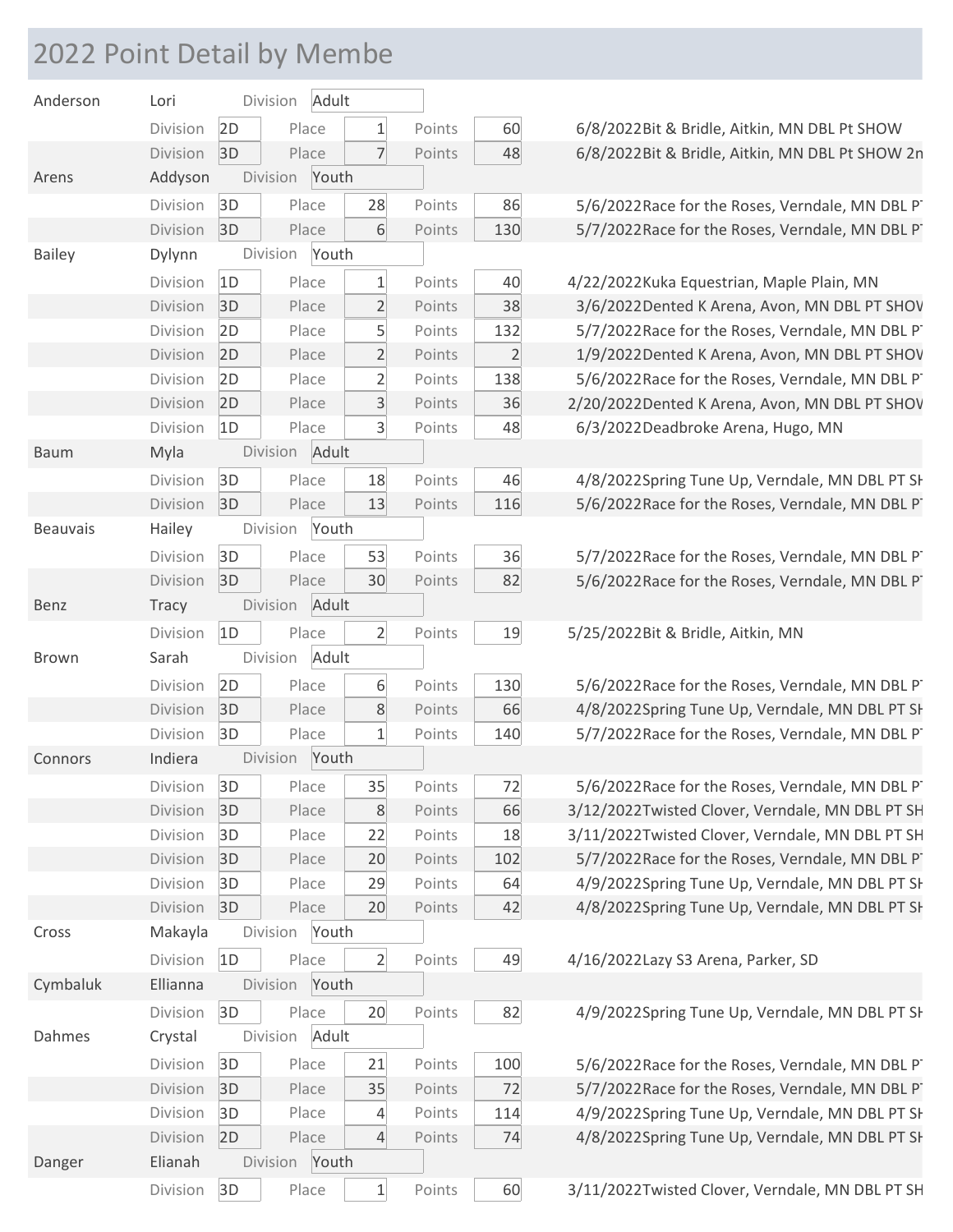# 2022 Point Detail by Membe

| Last Name | First Name | | Division | | Place | | Points | Event |
|---|---|---|---|---|---|---|---|---|
| Anderson | Lori | Division | Adult | | | | | |
| | | Division | 2D | Place | 1 | Points | 60 | 6/8/2022Bit & Bridle, Aitkin, MN DBL Pt SHOW |
| | | Division | 3D | Place | 7 | Points | 48 | 6/8/2022Bit & Bridle, Aitkin, MN DBL Pt SHOW 2n |
| Arens | Addyson | Division | Youth | | | | | |
| | | Division | 3D | Place | 28 | Points | 86 | 5/6/2022Race for the Roses, Verndale, MN DBL PT |
| | | Division | 3D | Place | 6 | Points | 130 | 5/7/2022Race for the Roses, Verndale, MN DBL PT |
| Bailey | Dylynn | Division | Youth | | | | | |
| | | Division | 1D | Place | 1 | Points | 40 | 4/22/2022Kuka Equestrian, Maple Plain, MN |
| | | Division | 3D | Place | 2 | Points | 38 | 3/6/2022Dented K Arena, Avon, MN DBL PT SHOW |
| | | Division | 2D | Place | 5 | Points | 132 | 5/7/2022Race for the Roses, Verndale, MN DBL PT |
| | | Division | 2D | Place | 2 | Points | 2 | 1/9/2022Dented K Arena, Avon, MN DBL PT SHOW |
| | | Division | 2D | Place | 2 | Points | 138 | 5/6/2022Race for the Roses, Verndale, MN DBL PT |
| | | Division | 2D | Place | 3 | Points | 36 | 2/20/2022Dented K Arena, Avon, MN DBL PT SHOW |
| | | Division | 1D | Place | 3 | Points | 48 | 6/3/2022Deadbroke Arena, Hugo, MN |
| Baum | Myla | Division | Adult | | | | | |
| | | Division | 3D | Place | 18 | Points | 46 | 4/8/2022Spring Tune Up, Verndale, MN DBL PT SH |
| | | Division | 3D | Place | 13 | Points | 116 | 5/6/2022Race for the Roses, Verndale, MN DBL PT |
| Beauvais | Hailey | Division | Youth | | | | | |
| | | Division | 3D | Place | 53 | Points | 36 | 5/7/2022Race for the Roses, Verndale, MN DBL PT |
| | | Division | 3D | Place | 30 | Points | 82 | 5/6/2022Race for the Roses, Verndale, MN DBL PT |
| Benz | Tracy | Division | Adult | | | | | |
| | | Division | 1D | Place | 2 | Points | 19 | 5/25/2022Bit & Bridle, Aitkin, MN |
| Brown | Sarah | Division | Adult | | | | | |
| | | Division | 2D | Place | 6 | Points | 130 | 5/6/2022Race for the Roses, Verndale, MN DBL PT |
| | | Division | 3D | Place | 8 | Points | 66 | 4/8/2022Spring Tune Up, Verndale, MN DBL PT SH |
| | | Division | 3D | Place | 1 | Points | 140 | 5/7/2022Race for the Roses, Verndale, MN DBL PT |
| Connors | Indiera | Division | Youth | | | | | |
| | | Division | 3D | Place | 35 | Points | 72 | 5/6/2022Race for the Roses, Verndale, MN DBL PT |
| | | Division | 3D | Place | 8 | Points | 66 | 3/12/2022Twisted Clover, Verndale, MN DBL PT SH |
| | | Division | 3D | Place | 22 | Points | 18 | 3/11/2022Twisted Clover, Verndale, MN DBL PT SH |
| | | Division | 3D | Place | 20 | Points | 102 | 5/7/2022Race for the Roses, Verndale, MN DBL PT |
| | | Division | 3D | Place | 29 | Points | 64 | 4/9/2022Spring Tune Up, Verndale, MN DBL PT SH |
| | | Division | 3D | Place | 20 | Points | 42 | 4/8/2022Spring Tune Up, Verndale, MN DBL PT SH |
| Cross | Makayla | Division | Youth | | | | | |
| | | Division | 1D | Place | 2 | Points | 49 | 4/16/2022Lazy S3 Arena, Parker, SD |
| Cymbaluk | Ellianna | Division | Youth | | | | | |
| | | Division | 3D | Place | 20 | Points | 82 | 4/9/2022Spring Tune Up, Verndale, MN DBL PT SH |
| Dahmes | Crystal | Division | Adult | | | | | |
| | | Division | 3D | Place | 21 | Points | 100 | 5/6/2022Race for the Roses, Verndale, MN DBL PT |
| | | Division | 3D | Place | 35 | Points | 72 | 5/7/2022Race for the Roses, Verndale, MN DBL PT |
| | | Division | 3D | Place | 4 | Points | 114 | 4/9/2022Spring Tune Up, Verndale, MN DBL PT SH |
| | | Division | 2D | Place | 4 | Points | 74 | 4/8/2022Spring Tune Up, Verndale, MN DBL PT SH |
| Danger | Elianah | Division | Youth | | | | | |
| | | Division | 3D | Place | 1 | Points | 60 | 3/11/2022Twisted Clover, Verndale, MN DBL PT SH |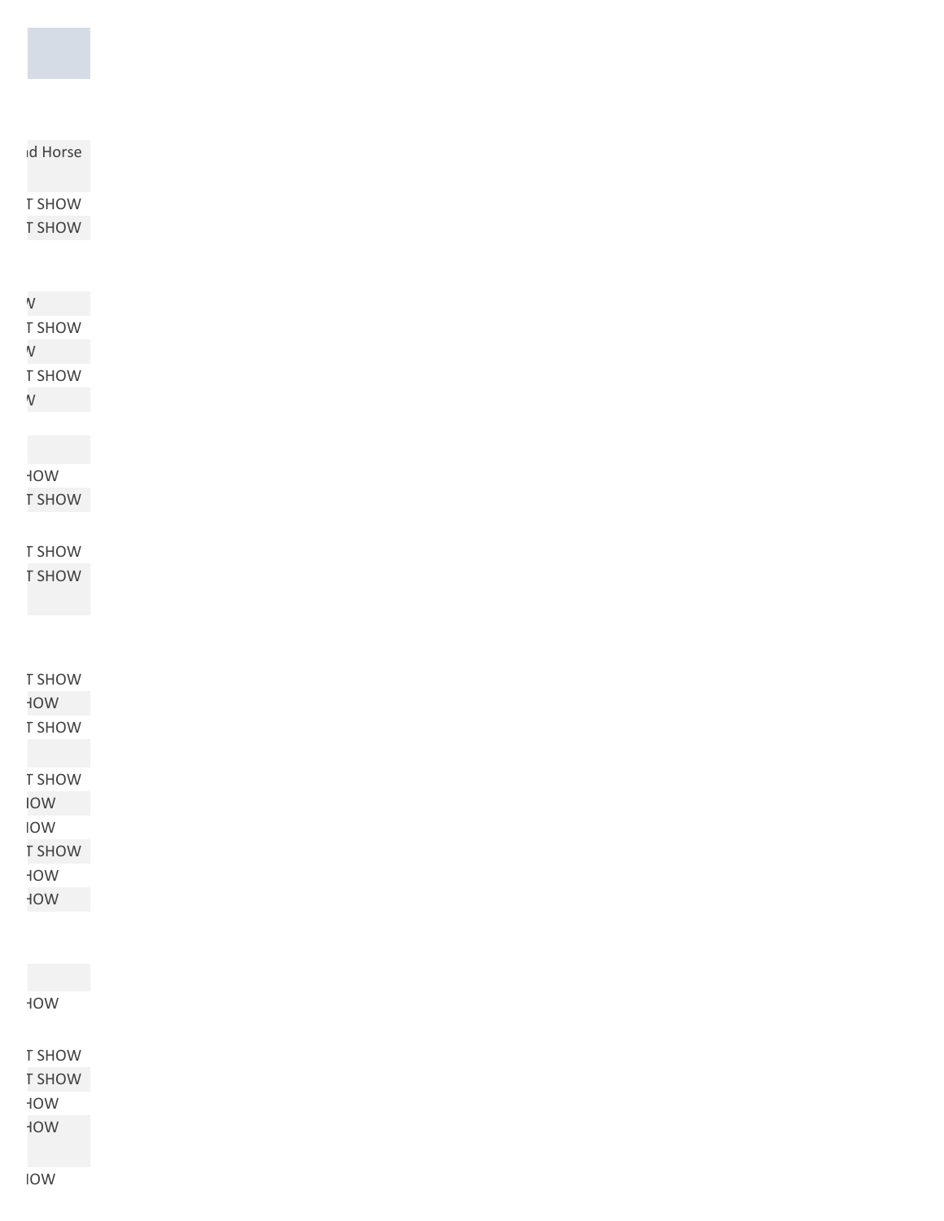| |
|---|
| ıd Horse |
| |
| T SHOW |
| T SHOW |
| |
| V |
| T SHOW |
| V |
| T SHOW |
| V |
| |
| |
| HOW |
| T SHOW |
| |
| T SHOW |
| T SHOW |
| |
| |
| T SHOW |
| HOW |
| T SHOW |
| |
| T SHOW |
| IOW |
| IOW |
| T SHOW |
| HOW |
| HOW |
| |
| |
| HOW |
| |
| T SHOW |
| T SHOW |
| HOW |
| HOW |
| |
| IOW |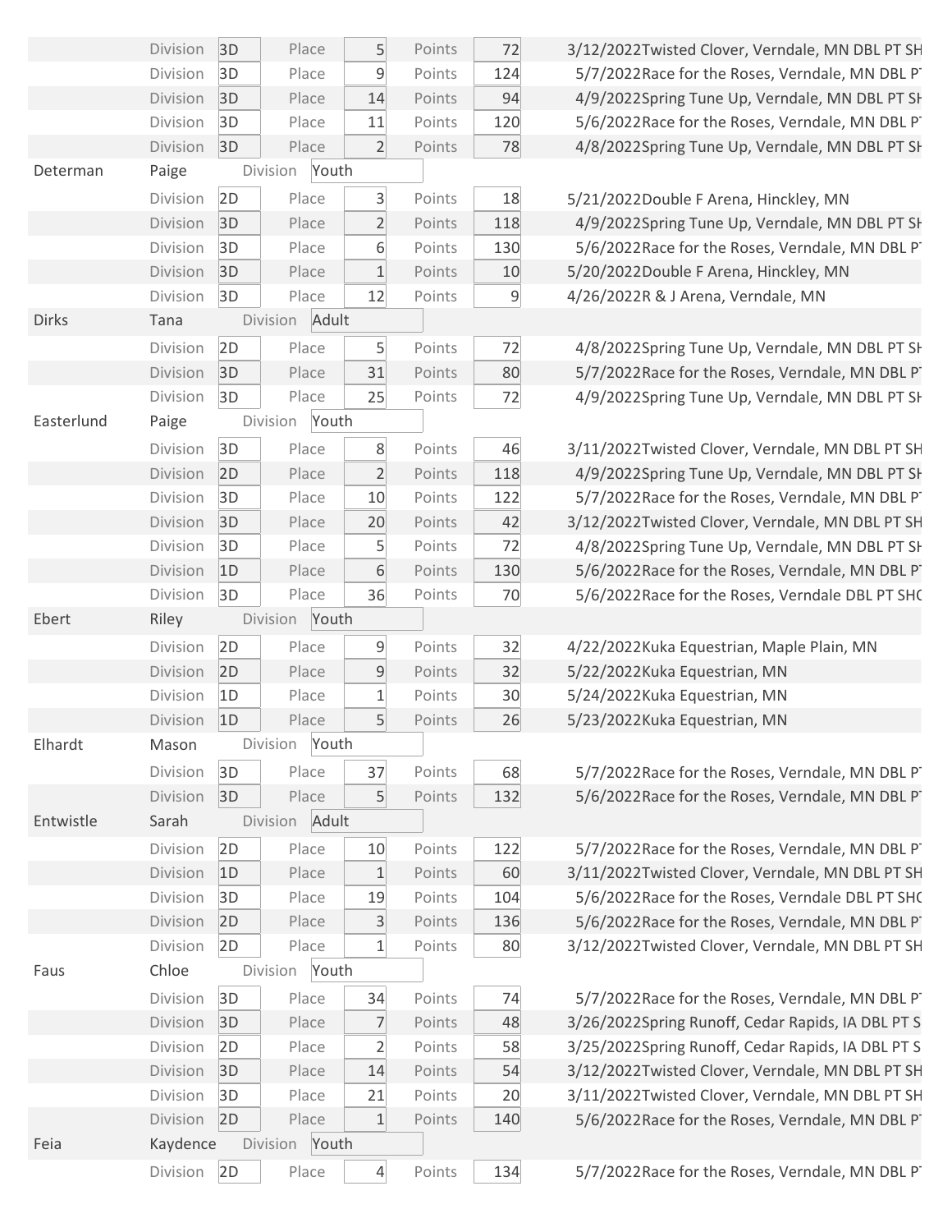| | Division | 3D | Place | 5 | Points | 72 | 3/12/2022Twisted Clover, Verndale, MN DBL PT SH |
|---|---|---|---|---|---|---|---|
| | Division | 3D | Place | 9 | Points | 124 | 5/7/2022Race for the Roses, Verndale, MN DBL PT |
| | Division | 3D | Place | 14 | Points | 94 | 4/9/2022Spring Tune Up, Verndale, MN DBL PT SH |
| | Division | 3D | Place | 11 | Points | 120 | 5/6/2022Race for the Roses, Verndale, MN DBL PT |
| | Division | 3D | Place | 2 | Points | 78 | 4/8/2022Spring Tune Up, Verndale, MN DBL PT SH |
| **Determan** | **Paige** | Division | **Youth** | | | | |
| | Division | 2D | Place | 3 | Points | 18 | 5/21/2022Double F Arena, Hinckley, MN |
| | Division | 3D | Place | 2 | Points | 118 | 4/9/2022Spring Tune Up, Verndale, MN DBL PT SH |
| | Division | 3D | Place | 6 | Points | 130 | 5/6/2022Race for the Roses, Verndale, MN DBL PT |
| | Division | 3D | Place | 1 | Points | 10 | 5/20/2022Double F Arena, Hinckley, MN |
| | Division | 3D | Place | 12 | Points | 9 | 4/26/2022R & J Arena, Verndale, MN |
| **Dirks** | **Tana** | Division | **Adult** | | | | |
| | Division | 2D | Place | 5 | Points | 72 | 4/8/2022Spring Tune Up, Verndale, MN DBL PT SH |
| | Division | 3D | Place | 31 | Points | 80 | 5/7/2022Race for the Roses, Verndale, MN DBL PT |
| | Division | 3D | Place | 25 | Points | 72 | 4/9/2022Spring Tune Up, Verndale, MN DBL PT SH |
| **Easterlund** | **Paige** | Division | **Youth** | | | | |
| | Division | 3D | Place | 8 | Points | 46 | 3/11/2022Twisted Clover, Verndale, MN DBL PT SH |
| | Division | 2D | Place | 2 | Points | 118 | 4/9/2022Spring Tune Up, Verndale, MN DBL PT SH |
| | Division | 3D | Place | 10 | Points | 122 | 5/7/2022Race for the Roses, Verndale, MN DBL PT |
| | Division | 3D | Place | 20 | Points | 42 | 3/12/2022Twisted Clover, Verndale, MN DBL PT SH |
| | Division | 3D | Place | 5 | Points | 72 | 4/8/2022Spring Tune Up, Verndale, MN DBL PT SH |
| | Division | 1D | Place | 6 | Points | 130 | 5/6/2022Race for the Roses, Verndale, MN DBL PT |
| | Division | 3D | Place | 36 | Points | 70 | 5/6/2022Race for the Roses, Verndale DBL PT SHO |
| **Ebert** | **Riley** | Division | **Youth** | | | | |
| | Division | 2D | Place | 9 | Points | 32 | 4/22/2022Kuka Equestrian, Maple Plain, MN |
| | Division | 2D | Place | 9 | Points | 32 | 5/22/2022Kuka Equestrian, MN |
| | Division | 1D | Place | 1 | Points | 30 | 5/24/2022Kuka Equestrian, MN |
| | Division | 1D | Place | 5 | Points | 26 | 5/23/2022Kuka Equestrian, MN |
| **Elhardt** | **Mason** | Division | **Youth** | | | | |
| | Division | 3D | Place | 37 | Points | 68 | 5/7/2022Race for the Roses, Verndale, MN DBL PT |
| | Division | 3D | Place | 5 | Points | 132 | 5/6/2022Race for the Roses, Verndale, MN DBL PT |
| **Entwistle** | **Sarah** | Division | **Adult** | | | | |
| | Division | 2D | Place | 10 | Points | 122 | 5/7/2022Race for the Roses, Verndale, MN DBL PT |
| | Division | 1D | Place | 1 | Points | 60 | 3/11/2022Twisted Clover, Verndale, MN DBL PT SH |
| | Division | 3D | Place | 19 | Points | 104 | 5/6/2022Race for the Roses, Verndale DBL PT SHO |
| | Division | 2D | Place | 3 | Points | 136 | 5/6/2022Race for the Roses, Verndale, MN DBL PT |
| | Division | 2D | Place | 1 | Points | 80 | 3/12/2022Twisted Clover, Verndale, MN DBL PT SH |
| **Faus** | **Chloe** | Division | **Youth** | | | | |
| | Division | 3D | Place | 34 | Points | 74 | 5/7/2022Race for the Roses, Verndale, MN DBL PT |
| | Division | 3D | Place | 7 | Points | 48 | 3/26/2022Spring Runoff, Cedar Rapids, IA DBL PT S |
| | Division | 2D | Place | 2 | Points | 58 | 3/25/2022Spring Runoff, Cedar Rapids, IA DBL PT S |
| | Division | 3D | Place | 14 | Points | 54 | 3/12/2022Twisted Clover, Verndale, MN DBL PT SH |
| | Division | 3D | Place | 21 | Points | 20 | 3/11/2022Twisted Clover, Verndale, MN DBL PT SH |
| | Division | 2D | Place | 1 | Points | 140 | 5/6/2022Race for the Roses, Verndale, MN DBL PT |
| **Feia** | **Kaydence** | Division | **Youth** | | | | |
| | Division | 2D | Place | 4 | Points | 134 | 5/7/2022Race for the Roses, Verndale, MN DBL PT |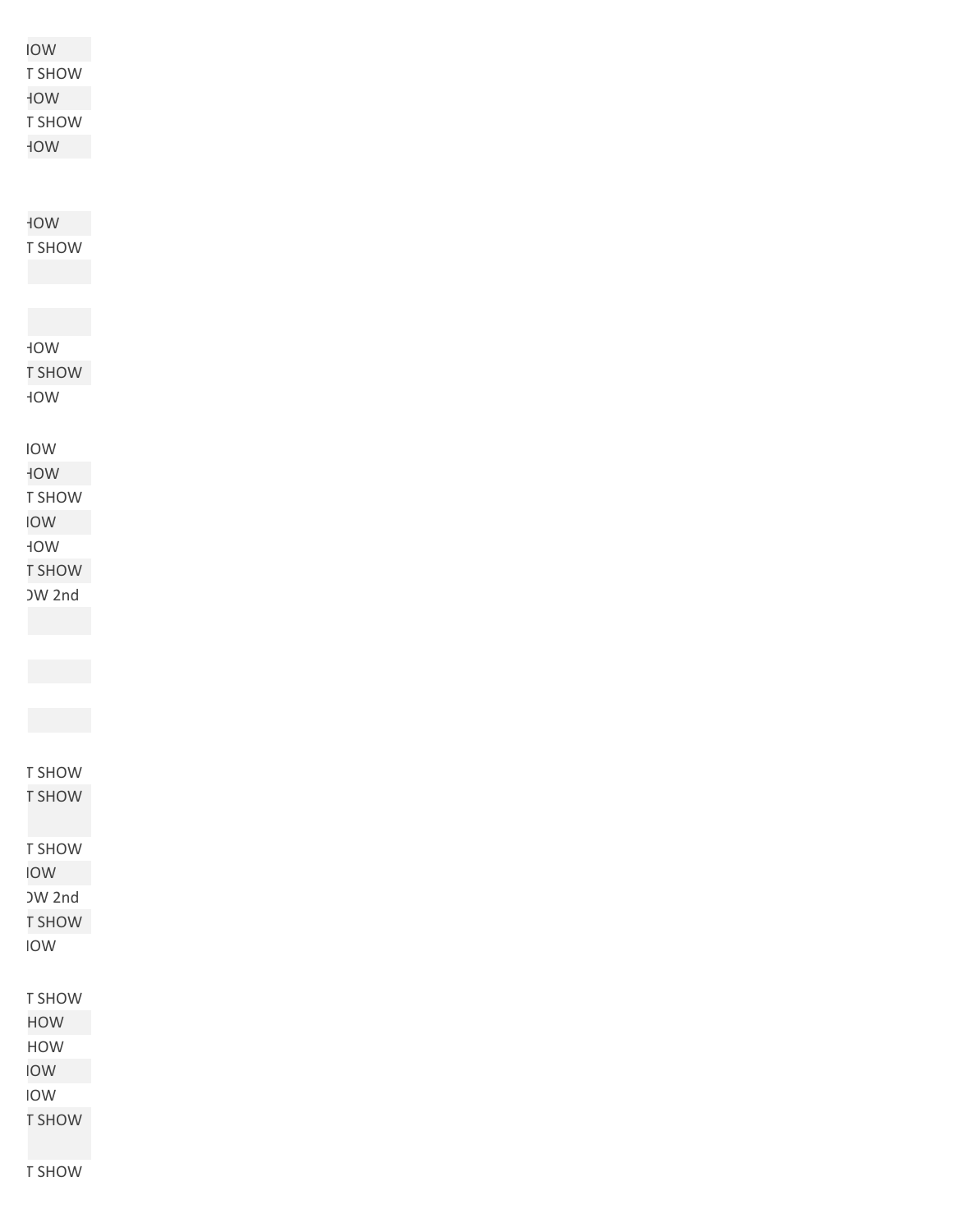IOW
T SHOW
HOW
T SHOW
HOW

HOW
T SHOW

HOW
T SHOW
HOW

IOW
HOW
T SHOW
IOW
HOW
T SHOW
OW 2nd

T SHOW
T SHOW

T SHOW
IOW
OW 2nd
T SHOW
IOW

T SHOW
HOW
HOW
IOW
IOW
T SHOW

T SHOW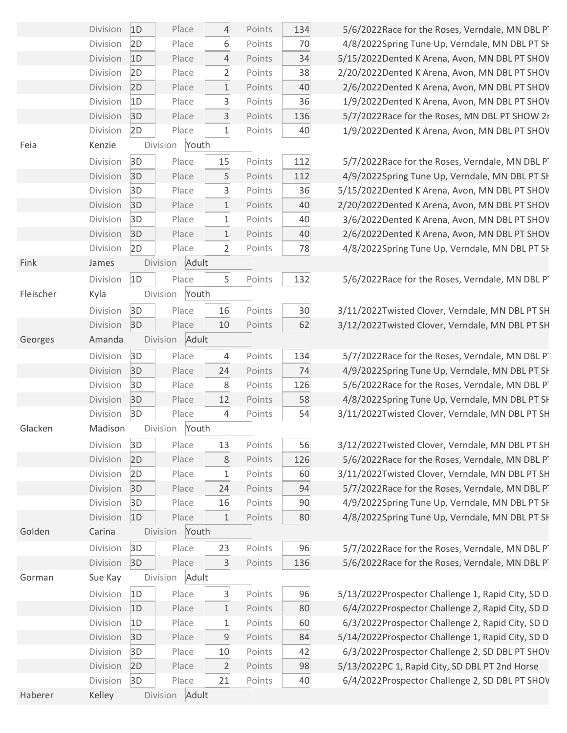| Last Name | First Name | | Division | | Place | | Points | Date / Event |
|---|---|---|---|---|---|---|---|---|
| | | Division | 1D | Place | 4 | Points | 134 | 5/6/2022Race for the Roses, Verndale, MN DBL PT |
| | | Division | 2D | Place | 6 | Points | 70 | 4/8/2022Spring Tune Up, Verndale, MN DBL PT SH |
| | | Division | 1D | Place | 4 | Points | 34 | 5/15/2022Dented K Arena, Avon, MN DBL PT SHOW |
| | | Division | 2D | Place | 2 | Points | 38 | 2/20/2022Dented K Arena, Avon, MN DBL PT SHOW |
| | | Division | 2D | Place | 1 | Points | 40 | 2/6/2022Dented K Arena, Avon, MN DBL PT SHOW |
| | | Division | 1D | Place | 3 | Points | 36 | 1/9/2022Dented K Arena, Avon, MN DBL PT SHOW |
| | | Division | 3D | Place | 3 | Points | 136 | 5/7/2022Race for the Roses, MN DBL PT SHOW 2n |
| | | Division | 2D | Place | 1 | Points | 40 | 1/9/2022Dented K Arena, Avon, MN DBL PT SHOW |
| Feia | Kenzie | Division | Youth | | | | | |
| | | Division | 3D | Place | 15 | Points | 112 | 5/7/2022Race for the Roses, Verndale, MN DBL PT |
| | | Division | 3D | Place | 5 | Points | 112 | 4/9/2022Spring Tune Up, Verndale, MN DBL PT SH |
| | | Division | 3D | Place | 3 | Points | 36 | 5/15/2022Dented K Arena, Avon, MN DBL PT SHOW |
| | | Division | 3D | Place | 1 | Points | 40 | 2/20/2022Dented K Arena, Avon, MN DBL PT SHOW |
| | | Division | 3D | Place | 1 | Points | 40 | 3/6/2022Dented K Arena, Avon, MN DBL PT SHOW |
| | | Division | 3D | Place | 1 | Points | 40 | 2/6/2022Dented K Arena, Avon, MN DBL PT SHOW |
| | | Division | 2D | Place | 2 | Points | 78 | 4/8/2022Spring Tune Up, Verndale, MN DBL PT SH |
| Fink | James | Division | Adult | | | | | |
| | | Division | 1D | Place | 5 | Points | 132 | 5/6/2022Race for the Roses, Verndale, MN DBL PT |
| Fleischer | Kyla | Division | Youth | | | | | |
| | | Division | 3D | Place | 16 | Points | 30 | 3/11/2022Twisted Clover, Verndale, MN DBL PT SH |
| | | Division | 3D | Place | 10 | Points | 62 | 3/12/2022Twisted Clover, Verndale, MN DBL PT SH |
| Georges | Amanda | Division | Adult | | | | | |
| | | Division | 3D | Place | 4 | Points | 134 | 5/7/2022Race for the Roses, Verndale, MN DBL PT |
| | | Division | 3D | Place | 24 | Points | 74 | 4/9/2022Spring Tune Up, Verndale, MN DBL PT SH |
| | | Division | 3D | Place | 8 | Points | 126 | 5/6/2022Race for the Roses, Verndale, MN DBL PT |
| | | Division | 3D | Place | 12 | Points | 58 | 4/8/2022Spring Tune Up, Verndale, MN DBL PT SH |
| | | Division | 3D | Place | 4 | Points | 54 | 3/11/2022Twisted Clover, Verndale, MN DBL PT SH |
| Glacken | Madison | Division | Youth | | | | | |
| | | Division | 3D | Place | 13 | Points | 56 | 3/12/2022Twisted Clover, Verndale, MN DBL PT SH |
| | | Division | 2D | Place | 8 | Points | 126 | 5/6/2022Race for the Roses, Verndale, MN DBL PT |
| | | Division | 2D | Place | 1 | Points | 60 | 3/11/2022Twisted Clover, Verndale, MN DBL PT SH |
| | | Division | 3D | Place | 24 | Points | 94 | 5/7/2022Race for the Roses, Verndale, MN DBL PT |
| | | Division | 3D | Place | 16 | Points | 90 | 4/9/2022Spring Tune Up, Verndale, MN DBL PT SH |
| | | Division | 1D | Place | 1 | Points | 80 | 4/8/2022Spring Tune Up, Verndale, MN DBL PT SH |
| Golden | Carina | Division | Youth | | | | | |
| | | Division | 3D | Place | 23 | Points | 96 | 5/7/2022Race for the Roses, Verndale, MN DBL PT |
| | | Division | 3D | Place | 3 | Points | 136 | 5/6/2022Race for the Roses, Verndale, MN DBL PT |
| Gorman | Sue Kay | Division | Adult | | | | | |
| | | Division | 1D | Place | 3 | Points | 96 | 5/13/2022Prospector Challenge 1, Rapid City, SD D |
| | | Division | 1D | Place | 1 | Points | 80 | 6/4/2022Prospector Challenge 2, Rapid City, SD D |
| | | Division | 1D | Place | 1 | Points | 60 | 6/3/2022Prospector Challenge 2, Rapid City, SD D |
| | | Division | 3D | Place | 9 | Points | 84 | 5/14/2022Prospector Challenge 1, Rapid City, SD D |
| | | Division | 3D | Place | 10 | Points | 42 | 6/3/2022Prospector Challenge 2, SD DBL PT SHOW |
| | | Division | 2D | Place | 2 | Points | 98 | 5/13/2022PC 1, Rapid City, SD DBL PT 2nd Horse |
| | | Division | 3D | Place | 21 | Points | 40 | 6/4/2022Prospector Challenge 2, SD DBL PT SHOW |
| Haberer | Kelley | Division | Adult | | | | | |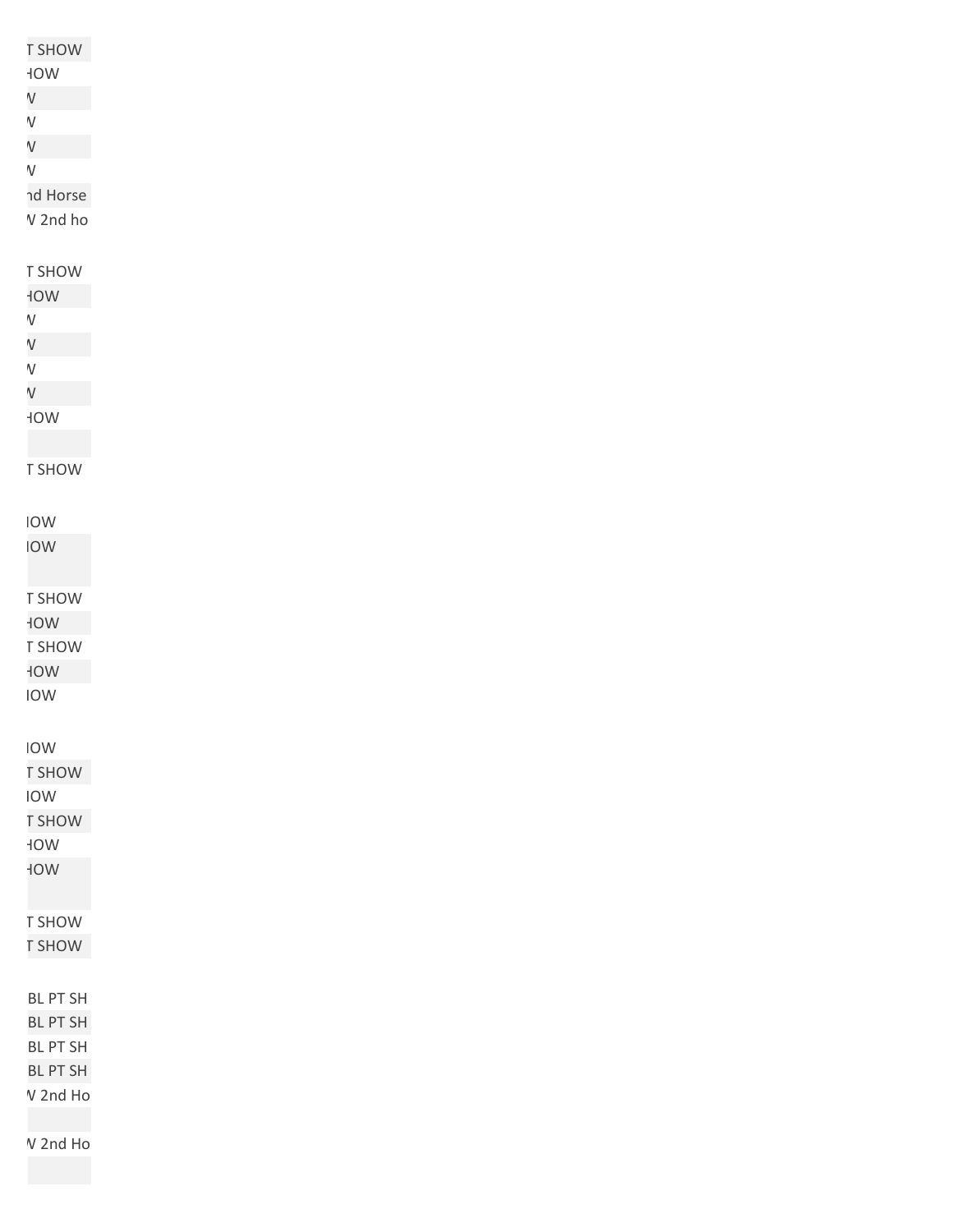| |
|---|
| T SHOW |
| HOW |
| V |
| V |
| V |
| V |
| nd Horse |
| V 2nd ho |
| |
| T SHOW |
| HOW |
| V |
| V |
| V |
| V |
| HOW |
| |
| T SHOW |
| |
| IOW |
| IOW |
| |
| T SHOW |
| HOW |
| T SHOW |
| HOW |
| IOW |
| |
| IOW |
| T SHOW |
| IOW |
| T SHOW |
| HOW |
| HOW |
| |
| T SHOW |
| T SHOW |
| |
| BL PT SH |
| BL PT SH |
| BL PT SH |
| BL PT SH |
| V 2nd Ho |
| |
| V 2nd Ho |
| |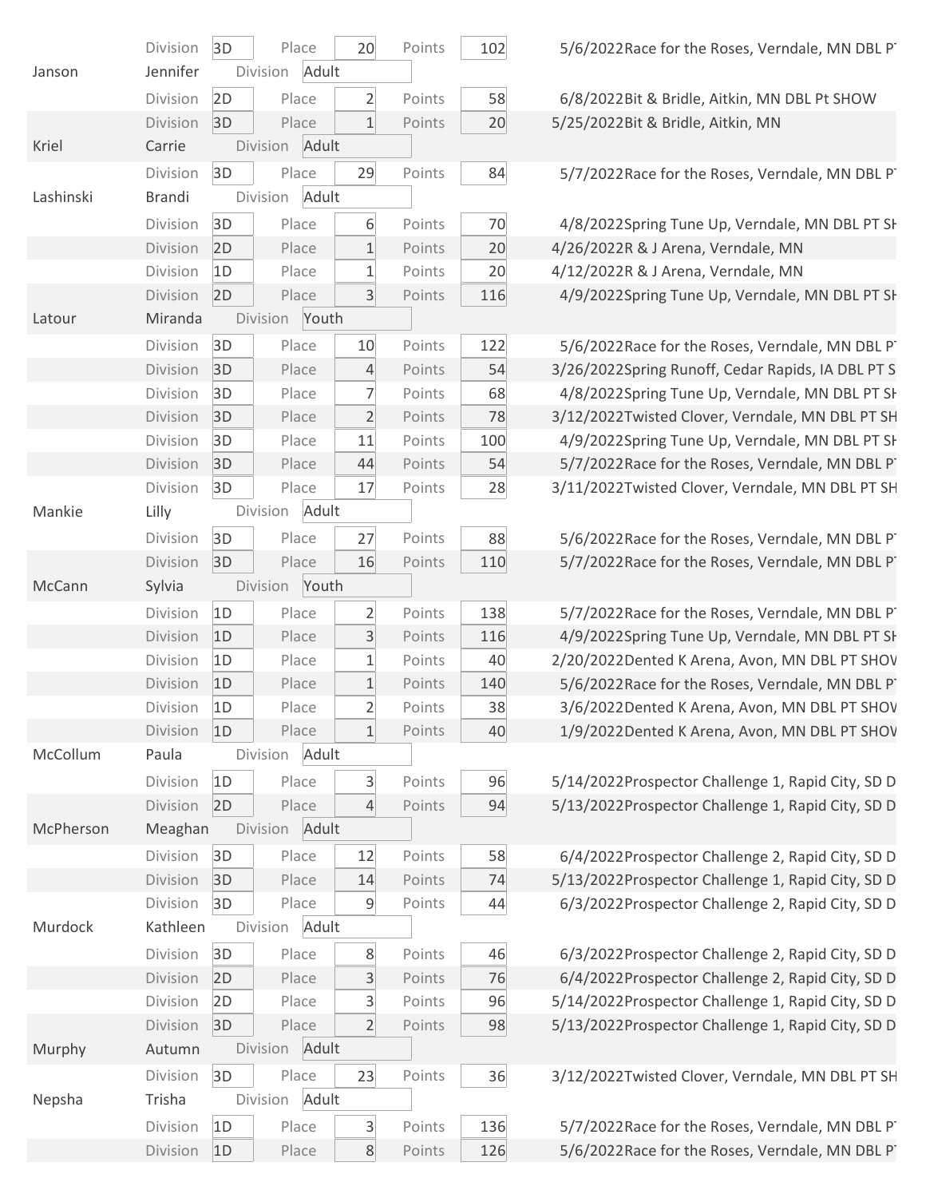| Last Name | First Name | Division | Place | Points | Date | Event |
|---|---|---|---|---|---|---|
| | | 3D | 20 | 102 | 5/6/2022 | Race for the Roses, Verndale, MN DBL PT |
| Janson | Jennifer | Adult | | | | |
| | | 2D | 2 | 58 | 6/8/2022 | Bit & Bridle, Aitkin, MN DBL Pt SHOW |
| | | 3D | 1 | 20 | 5/25/2022 | Bit & Bridle, Aitkin, MN |
| Kriel | Carrie | Adult | | | | |
| | | 3D | 29 | 84 | 5/7/2022 | Race for the Roses, Verndale, MN DBL PT |
| Lashinski | Brandi | Adult | | | | |
| | | 3D | 6 | 70 | 4/8/2022 | Spring Tune Up, Verndale, MN DBL PT SH |
| | | 2D | 1 | 20 | 4/26/2022 | R & J Arena, Verndale, MN |
| | | 1D | 1 | 20 | 4/12/2022 | R & J Arena, Verndale, MN |
| | | 2D | 3 | 116 | 4/9/2022 | Spring Tune Up, Verndale, MN DBL PT SH |
| Latour | Miranda | Youth | | | | |
| | | 3D | 10 | 122 | 5/6/2022 | Race for the Roses, Verndale, MN DBL PT |
| | | 3D | 4 | 54 | 3/26/2022 | Spring Runoff, Cedar Rapids, IA DBL PT S |
| | | 3D | 7 | 68 | 4/8/2022 | Spring Tune Up, Verndale, MN DBL PT SH |
| | | 3D | 2 | 78 | 3/12/2022 | Twisted Clover, Verndale, MN DBL PT SH |
| | | 3D | 11 | 100 | 4/9/2022 | Spring Tune Up, Verndale, MN DBL PT SH |
| | | 3D | 44 | 54 | 5/7/2022 | Race for the Roses, Verndale, MN DBL PT |
| | | 3D | 17 | 28 | 3/11/2022 | Twisted Clover, Verndale, MN DBL PT SH |
| Mankie | Lilly | Adult | | | | |
| | | 3D | 27 | 88 | 5/6/2022 | Race for the Roses, Verndale, MN DBL PT |
| | | 3D | 16 | 110 | 5/7/2022 | Race for the Roses, Verndale, MN DBL PT |
| McCann | Sylvia | Youth | | | | |
| | | 1D | 2 | 138 | 5/7/2022 | Race for the Roses, Verndale, MN DBL PT |
| | | 1D | 3 | 116 | 4/9/2022 | Spring Tune Up, Verndale, MN DBL PT SH |
| | | 1D | 1 | 40 | 2/20/2022 | Dented K Arena, Avon, MN DBL PT SHOW |
| | | 1D | 1 | 140 | 5/6/2022 | Race for the Roses, Verndale, MN DBL PT |
| | | 1D | 2 | 38 | 3/6/2022 | Dented K Arena, Avon, MN DBL PT SHOW |
| | | 1D | 1 | 40 | 1/9/2022 | Dented K Arena, Avon, MN DBL PT SHOW |
| McCollum | Paula | Adult | | | | |
| | | 1D | 3 | 96 | 5/14/2022 | Prospector Challenge 1, Rapid City, SD D |
| | | 2D | 4 | 94 | 5/13/2022 | Prospector Challenge 1, Rapid City, SD D |
| McPherson | Meaghan | Adult | | | | |
| | | 3D | 12 | 58 | 6/4/2022 | Prospector Challenge 2, Rapid City, SD D |
| | | 3D | 14 | 74 | 5/13/2022 | Prospector Challenge 1, Rapid City, SD D |
| | | 3D | 9 | 44 | 6/3/2022 | Prospector Challenge 2, Rapid City, SD D |
| Murdock | Kathleen | Adult | | | | |
| | | 3D | 8 | 46 | 6/3/2022 | Prospector Challenge 2, Rapid City, SD D |
| | | 2D | 3 | 76 | 6/4/2022 | Prospector Challenge 2, Rapid City, SD D |
| | | 2D | 3 | 96 | 5/14/2022 | Prospector Challenge 1, Rapid City, SD D |
| | | 3D | 2 | 98 | 5/13/2022 | Prospector Challenge 1, Rapid City, SD D |
| Murphy | Autumn | Adult | | | | |
| | | 3D | 23 | 36 | 3/12/2022 | Twisted Clover, Verndale, MN DBL PT SH |
| Nepsha | Trisha | Adult | | | | |
| | | 1D | 3 | 136 | 5/7/2022 | Race for the Roses, Verndale, MN DBL PT |
| | | 1D | 8 | 126 | 5/6/2022 | Race for the Roses, Verndale, MN DBL PT |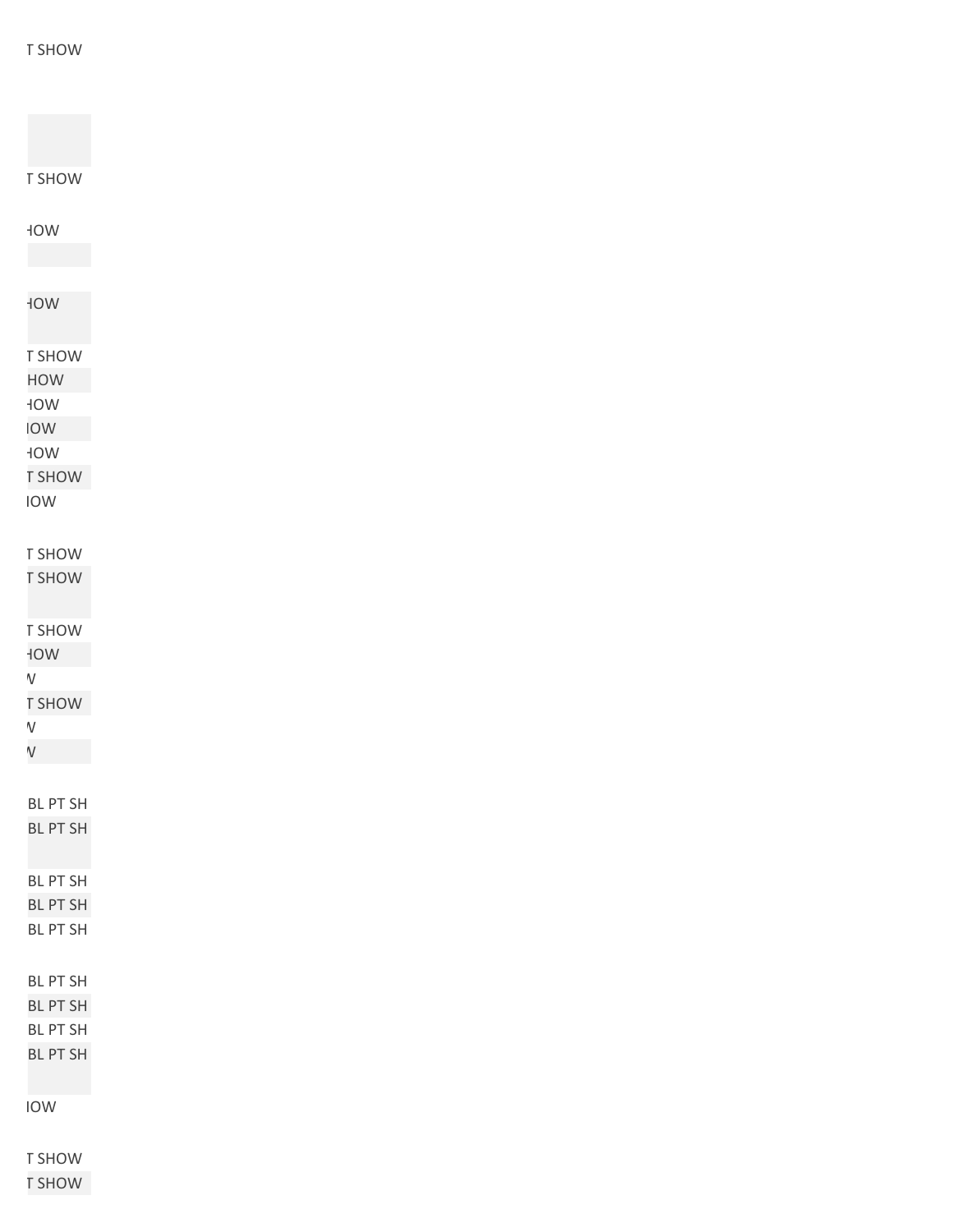T SHOW

T SHOW

HOW

HOW

T SHOW
HOW
HOW
IOW
HOW
T SHOW
IOW

T SHOW
T SHOW

T SHOW
HOW
V
T SHOW
V
V

BL PT SH
BL PT SH

BL PT SH
BL PT SH
BL PT SH

BL PT SH
BL PT SH
BL PT SH
BL PT SH

IOW

T SHOW
T SHOW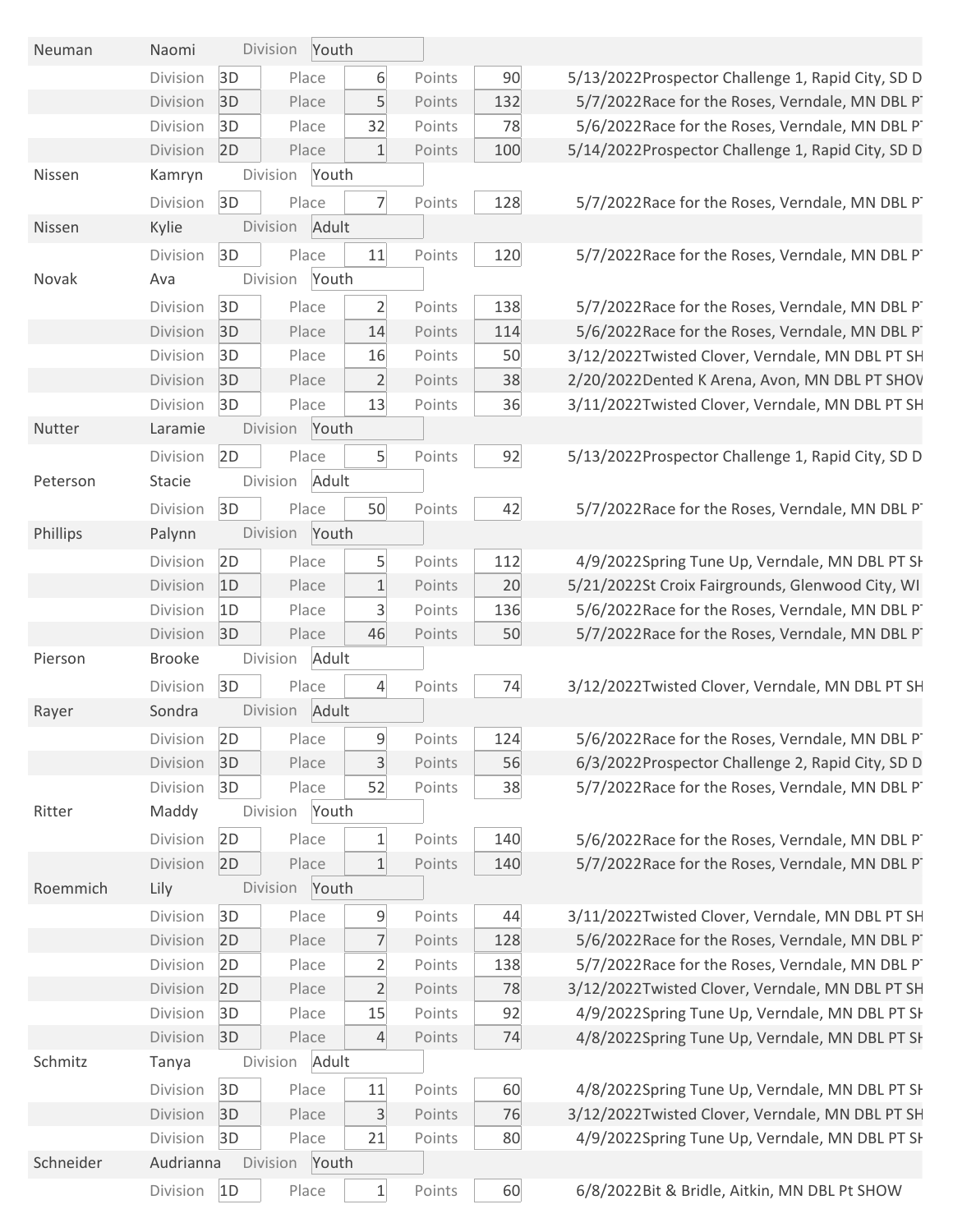| Last Name | First Name | | Division | | Place | | Points | Event |
|---|---|---|---|---|---|---|---|---|
| Neuman | Naomi | Division | Youth | | | | | |
| | | Division | 3D | Place | 6 | Points | 90 | 5/13/2022Prospector Challenge 1, Rapid City, SD D |
| | | Division | 3D | Place | 5 | Points | 132 | 5/7/2022Race for the Roses, Verndale, MN DBL PT |
| | | Division | 3D | Place | 32 | Points | 78 | 5/6/2022Race for the Roses, Verndale, MN DBL PT |
| | | Division | 2D | Place | 1 | Points | 100 | 5/14/2022Prospector Challenge 1, Rapid City, SD D |
| Nissen | Kamryn | Division | Youth | | | | | |
| | | Division | 3D | Place | 7 | Points | 128 | 5/7/2022Race for the Roses, Verndale, MN DBL PT |
| Nissen | Kylie | Division | Adult | | | | | |
| | | Division | 3D | Place | 11 | Points | 120 | 5/7/2022Race for the Roses, Verndale, MN DBL PT |
| Novak | Ava | Division | Youth | | | | | |
| | | Division | 3D | Place | 2 | Points | 138 | 5/7/2022Race for the Roses, Verndale, MN DBL PT |
| | | Division | 3D | Place | 14 | Points | 114 | 5/6/2022Race for the Roses, Verndale, MN DBL PT |
| | | Division | 3D | Place | 16 | Points | 50 | 3/12/2022Twisted Clover, Verndale, MN DBL PT SH |
| | | Division | 3D | Place | 2 | Points | 38 | 2/20/2022Dented K Arena, Avon, MN DBL PT SHOW |
| | | Division | 3D | Place | 13 | Points | 36 | 3/11/2022Twisted Clover, Verndale, MN DBL PT SH |
| Nutter | Laramie | Division | Youth | | | | | |
| | | Division | 2D | Place | 5 | Points | 92 | 5/13/2022Prospector Challenge 1, Rapid City, SD D |
| Peterson | Stacie | Division | Adult | | | | | |
| | | Division | 3D | Place | 50 | Points | 42 | 5/7/2022Race for the Roses, Verndale, MN DBL PT |
| Phillips | Palynn | Division | Youth | | | | | |
| | | Division | 2D | Place | 5 | Points | 112 | 4/9/2022Spring Tune Up, Verndale, MN DBL PT SH |
| | | Division | 1D | Place | 1 | Points | 20 | 5/21/2022St Croix Fairgrounds, Glenwood City, WI |
| | | Division | 1D | Place | 3 | Points | 136 | 5/6/2022Race for the Roses, Verndale, MN DBL PT |
| | | Division | 3D | Place | 46 | Points | 50 | 5/7/2022Race for the Roses, Verndale, MN DBL PT |
| Pierson | Brooke | Division | Adult | | | | | |
| | | Division | 3D | Place | 4 | Points | 74 | 3/12/2022Twisted Clover, Verndale, MN DBL PT SH |
| Rayer | Sondra | Division | Adult | | | | | |
| | | Division | 2D | Place | 9 | Points | 124 | 5/6/2022Race for the Roses, Verndale, MN DBL PT |
| | | Division | 3D | Place | 3 | Points | 56 | 6/3/2022Prospector Challenge 2, Rapid City, SD D |
| | | Division | 3D | Place | 52 | Points | 38 | 5/7/2022Race for the Roses, Verndale, MN DBL PT |
| Ritter | Maddy | Division | Youth | | | | | |
| | | Division | 2D | Place | 1 | Points | 140 | 5/6/2022Race for the Roses, Verndale, MN DBL PT |
| | | Division | 2D | Place | 1 | Points | 140 | 5/7/2022Race for the Roses, Verndale, MN DBL PT |
| Roemmich | Lily | Division | Youth | | | | | |
| | | Division | 3D | Place | 9 | Points | 44 | 3/11/2022Twisted Clover, Verndale, MN DBL PT SH |
| | | Division | 2D | Place | 7 | Points | 128 | 5/6/2022Race for the Roses, Verndale, MN DBL PT |
| | | Division | 2D | Place | 2 | Points | 138 | 5/7/2022Race for the Roses, Verndale, MN DBL PT |
| | | Division | 2D | Place | 2 | Points | 78 | 3/12/2022Twisted Clover, Verndale, MN DBL PT SH |
| | | Division | 3D | Place | 15 | Points | 92 | 4/9/2022Spring Tune Up, Verndale, MN DBL PT SH |
| | | Division | 3D | Place | 4 | Points | 74 | 4/8/2022Spring Tune Up, Verndale, MN DBL PT SH |
| Schmitz | Tanya | Division | Adult | | | | | |
| | | Division | 3D | Place | 11 | Points | 60 | 4/8/2022Spring Tune Up, Verndale, MN DBL PT SH |
| | | Division | 3D | Place | 3 | Points | 76 | 3/12/2022Twisted Clover, Verndale, MN DBL PT SH |
| | | Division | 3D | Place | 21 | Points | 80 | 4/9/2022Spring Tune Up, Verndale, MN DBL PT SH |
| Schneider | Audrianna | Division | Youth | | | | | |
| | | Division | 1D | Place | 1 | Points | 60 | 6/8/2022Bit & Bridle, Aitkin, MN DBL Pt SHOW |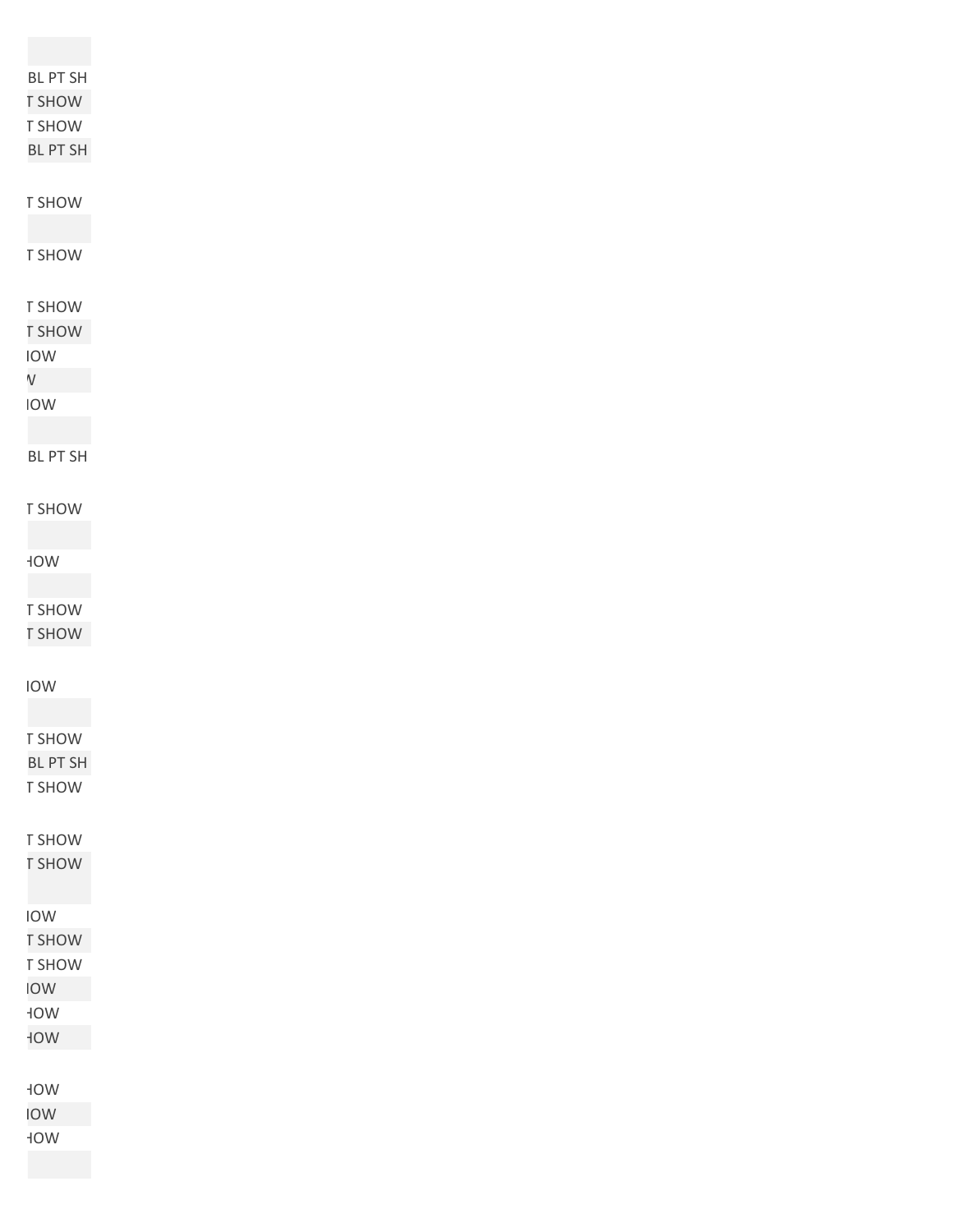| |
|---|
| |
| BL PT SH |
| T SHOW |
| T SHOW |
| BL PT SH |
| |
| T SHOW |
| |
| T SHOW |
| |
| T SHOW |
| T SHOW |
| IOW |
| V |
| IOW |
| |
| BL PT SH |
| |
| T SHOW |
| |
| HOW |
| |
| T SHOW |
| T SHOW |
| |
| IOW |
| |
| T SHOW |
| BL PT SH |
| T SHOW |
| |
| T SHOW |
| T SHOW |
| |
| IOW |
| T SHOW |
| T SHOW |
| IOW |
| HOW |
| HOW |
| |
| HOW |
| IOW |
| HOW |
| |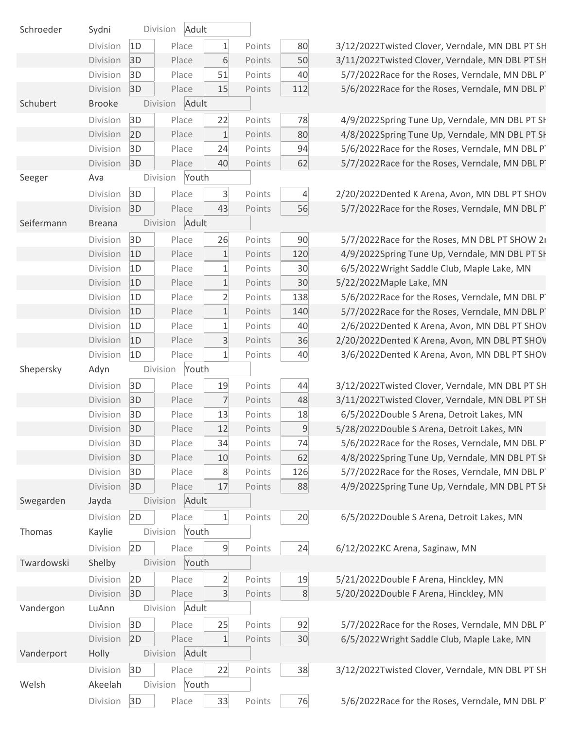| Last Name | First Name | | Division | | Place | | Points | Date / Event |
|---|---|---|---|---|---|---|---|---|
| Schroeder | Sydni | Division | Adult | | | | | |
| | | Division | 1D | Place | 1 | Points | 80 | 3/12/2022Twisted Clover, Verndale, MN DBL PT SH |
| | | Division | 3D | Place | 6 | Points | 50 | 3/11/2022Twisted Clover, Verndale, MN DBL PT SH |
| | | Division | 3D | Place | 51 | Points | 40 | 5/7/2022Race for the Roses, Verndale, MN DBL PT |
| | | Division | 3D | Place | 15 | Points | 112 | 5/6/2022Race for the Roses, Verndale, MN DBL PT |
| Schubert | Brooke | Division | Adult | | | | | |
| | | Division | 3D | Place | 22 | Points | 78 | 4/9/2022Spring Tune Up, Verndale, MN DBL PT SH |
| | | Division | 2D | Place | 1 | Points | 80 | 4/8/2022Spring Tune Up, Verndale, MN DBL PT SH |
| | | Division | 3D | Place | 24 | Points | 94 | 5/6/2022Race for the Roses, Verndale, MN DBL PT |
| | | Division | 3D | Place | 40 | Points | 62 | 5/7/2022Race for the Roses, Verndale, MN DBL PT |
| Seeger | Ava | Division | Youth | | | | | |
| | | Division | 3D | Place | 3 | Points | 4 | 2/20/2022Dented K Arena, Avon, MN DBL PT SHOW |
| | | Division | 3D | Place | 43 | Points | 56 | 5/7/2022Race for the Roses, Verndale, MN DBL PT |
| Seifermann | Breana | Division | Adult | | | | | |
| | | Division | 3D | Place | 26 | Points | 90 | 5/7/2022Race for the Roses, MN DBL PT SHOW 2r |
| | | Division | 1D | Place | 1 | Points | 120 | 4/9/2022Spring Tune Up, Verndale, MN DBL PT SH |
| | | Division | 1D | Place | 1 | Points | 30 | 6/5/2022Wright Saddle Club, Maple Lake, MN |
| | | Division | 1D | Place | 1 | Points | 30 | 5/22/2022Maple Lake, MN |
| | | Division | 1D | Place | 2 | Points | 138 | 5/6/2022Race for the Roses, Verndale, MN DBL PT |
| | | Division | 1D | Place | 1 | Points | 140 | 5/7/2022Race for the Roses, Verndale, MN DBL PT |
| | | Division | 1D | Place | 1 | Points | 40 | 2/6/2022Dented K Arena, Avon, MN DBL PT SHOW |
| | | Division | 1D | Place | 3 | Points | 36 | 2/20/2022Dented K Arena, Avon, MN DBL PT SHOW |
| | | Division | 1D | Place | 1 | Points | 40 | 3/6/2022Dented K Arena, Avon, MN DBL PT SHOW |
| Shepersky | Adyn | Division | Youth | | | | | |
| | | Division | 3D | Place | 19 | Points | 44 | 3/12/2022Twisted Clover, Verndale, MN DBL PT SH |
| | | Division | 3D | Place | 7 | Points | 48 | 3/11/2022Twisted Clover, Verndale, MN DBL PT SH |
| | | Division | 3D | Place | 13 | Points | 18 | 6/5/2022Double S Arena, Detroit Lakes, MN |
| | | Division | 3D | Place | 12 | Points | 9 | 5/28/2022Double S Arena, Detroit Lakes, MN |
| | | Division | 3D | Place | 34 | Points | 74 | 5/6/2022Race for the Roses, Verndale, MN DBL PT |
| | | Division | 3D | Place | 10 | Points | 62 | 4/8/2022Spring Tune Up, Verndale, MN DBL PT SH |
| | | Division | 3D | Place | 8 | Points | 126 | 5/7/2022Race for the Roses, Verndale, MN DBL PT |
| | | Division | 3D | Place | 17 | Points | 88 | 4/9/2022Spring Tune Up, Verndale, MN DBL PT SH |
| Swegarden | Jayda | Division | Adult | | | | | |
| | | Division | 2D | Place | 1 | Points | 20 | 6/5/2022Double S Arena, Detroit Lakes, MN |
| Thomas | Kaylie | Division | Youth | | | | | |
| | | Division | 2D | Place | 9 | Points | 24 | 6/12/2022KC Arena, Saginaw, MN |
| Twardowski | Shelby | Division | Youth | | | | | |
| | | Division | 2D | Place | 2 | Points | 19 | 5/21/2022Double F Arena, Hinckley, MN |
| | | Division | 3D | Place | 3 | Points | 8 | 5/20/2022Double F Arena, Hinckley, MN |
| Vandergon | LuAnn | Division | Adult | | | | | |
| | | Division | 3D | Place | 25 | Points | 92 | 5/7/2022Race for the Roses, Verndale, MN DBL PT |
| | | Division | 2D | Place | 1 | Points | 30 | 6/5/2022Wright Saddle Club, Maple Lake, MN |
| Vanderport | Holly | Division | Adult | | | | | |
| | | Division | 3D | Place | 22 | Points | 38 | 3/12/2022Twisted Clover, Verndale, MN DBL PT SH |
| Welsh | Akeelah | Division | Youth | | | | | |
| | | Division | 3D | Place | 33 | Points | 76 | 5/6/2022Race for the Roses, Verndale, MN DBL PT |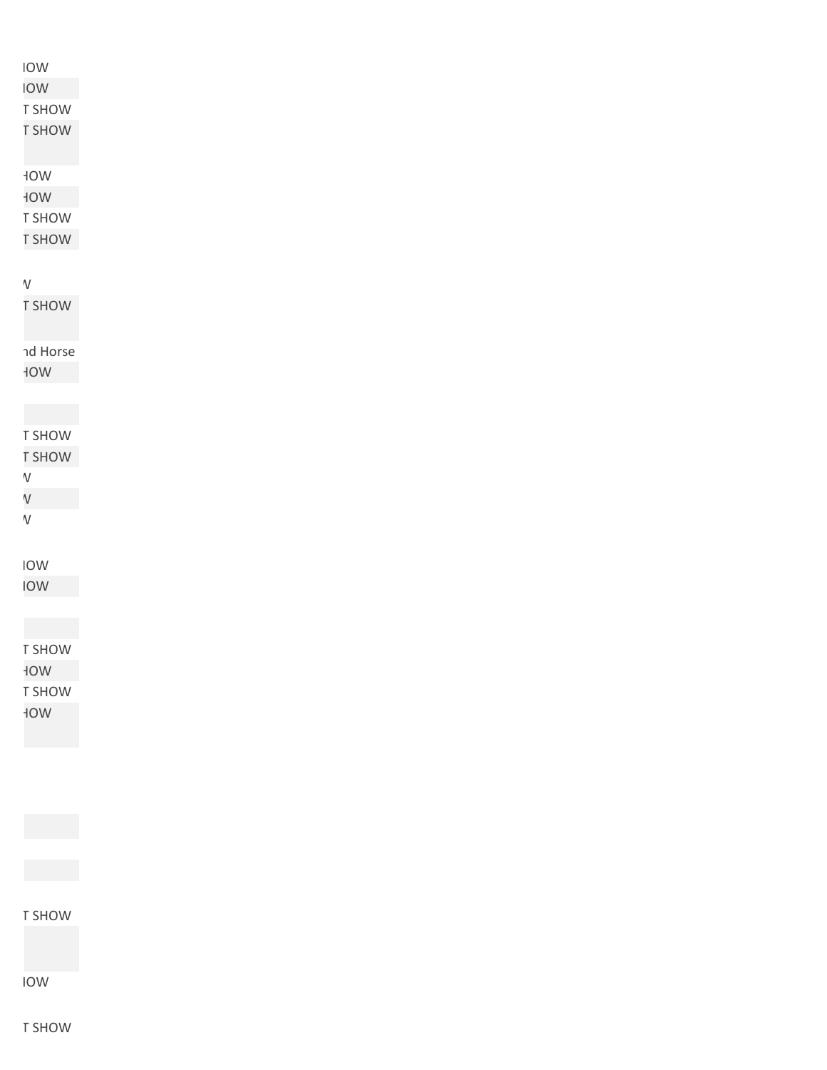IOW
IOW
T SHOW
T SHOW

HOW
HOW
T SHOW
T SHOW

V
T SHOW

nd Horse
HOW

T SHOW
T SHOW
V
V
V

IOW
IOW

T SHOW
HOW
T SHOW
HOW

T SHOW

IOW

T SHOW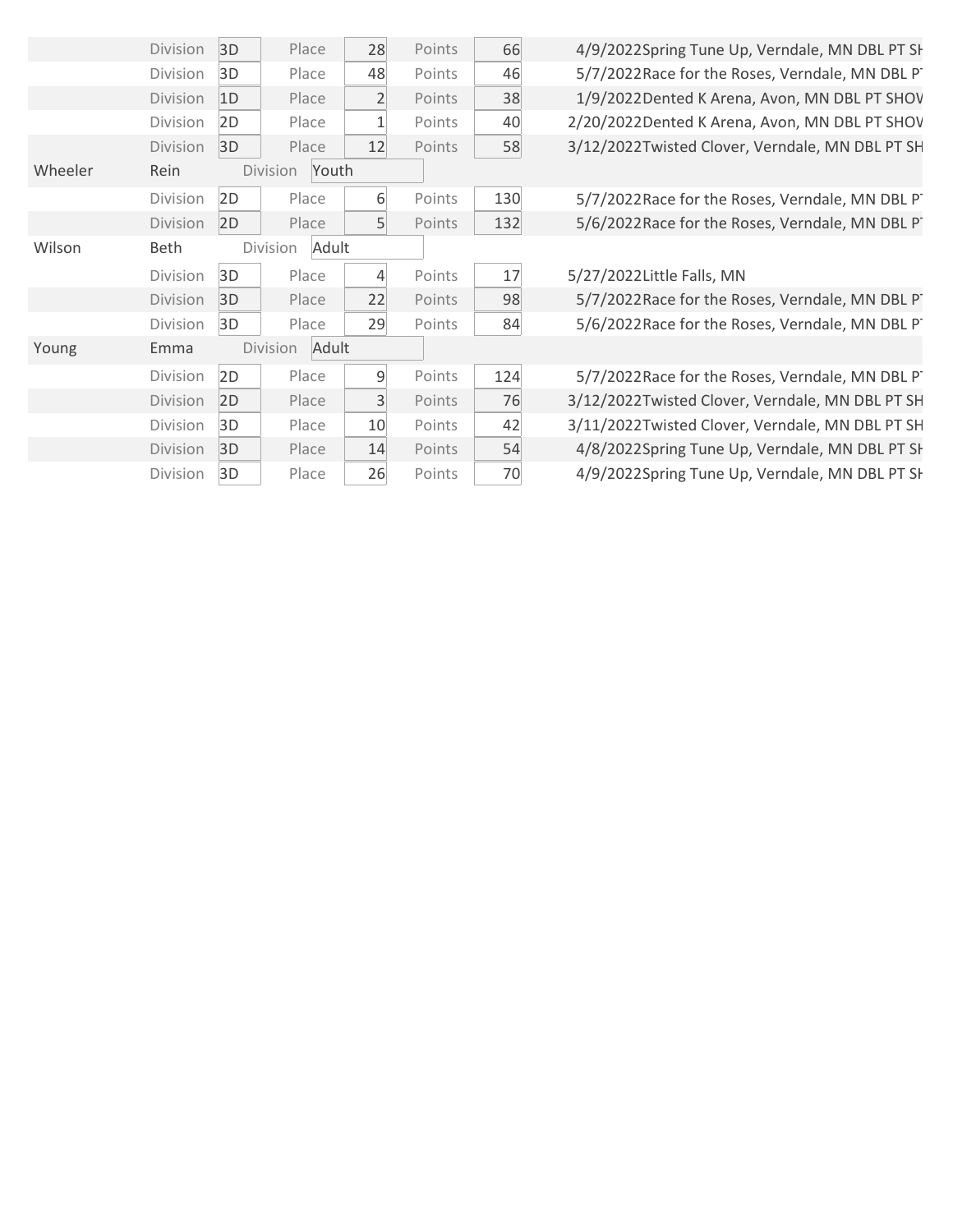| | | | | | | | | |
|---|---|---|---|---|---|---|---|---|
| | Division | 3D | Place | 28 | Points | 66 | 4/9/2022 | Spring Tune Up, Verndale, MN DBL PT SH |
| | Division | 3D | Place | 48 | Points | 46 | 5/7/2022 | Race for the Roses, Verndale, MN DBL PT |
| | Division | 1D | Place | 2 | Points | 38 | 1/9/2022 | Dented K Arena, Avon, MN DBL PT SHOW |
| | Division | 2D | Place | 1 | Points | 40 | 2/20/2022 | Dented K Arena, Avon, MN DBL PT SHOW |
| | Division | 3D | Place | 12 | Points | 58 | 3/12/2022 | Twisted Clover, Verndale, MN DBL PT SH |
| Wheeler | Rein | Division | Youth | | | | | |
| | Division | 2D | Place | 6 | Points | 130 | 5/7/2022 | Race for the Roses, Verndale, MN DBL PT |
| | Division | 2D | Place | 5 | Points | 132 | 5/6/2022 | Race for the Roses, Verndale, MN DBL PT |
| Wilson | Beth | Division | Adult | | | | | |
| | Division | 3D | Place | 4 | Points | 17 | 5/27/2022 | Little Falls, MN |
| | Division | 3D | Place | 22 | Points | 98 | 5/7/2022 | Race for the Roses, Verndale, MN DBL PT |
| | Division | 3D | Place | 29 | Points | 84 | 5/6/2022 | Race for the Roses, Verndale, MN DBL PT |
| Young | Emma | Division | Adult | | | | | |
| | Division | 2D | Place | 9 | Points | 124 | 5/7/2022 | Race for the Roses, Verndale, MN DBL PT |
| | Division | 2D | Place | 3 | Points | 76 | 3/12/2022 | Twisted Clover, Verndale, MN DBL PT SH |
| | Division | 3D | Place | 10 | Points | 42 | 3/11/2022 | Twisted Clover, Verndale, MN DBL PT SH |
| | Division | 3D | Place | 14 | Points | 54 | 4/8/2022 | Spring Tune Up, Verndale, MN DBL PT SH |
| | Division | 3D | Place | 26 | Points | 70 | 4/9/2022 | Spring Tune Up, Verndale, MN DBL PT SH |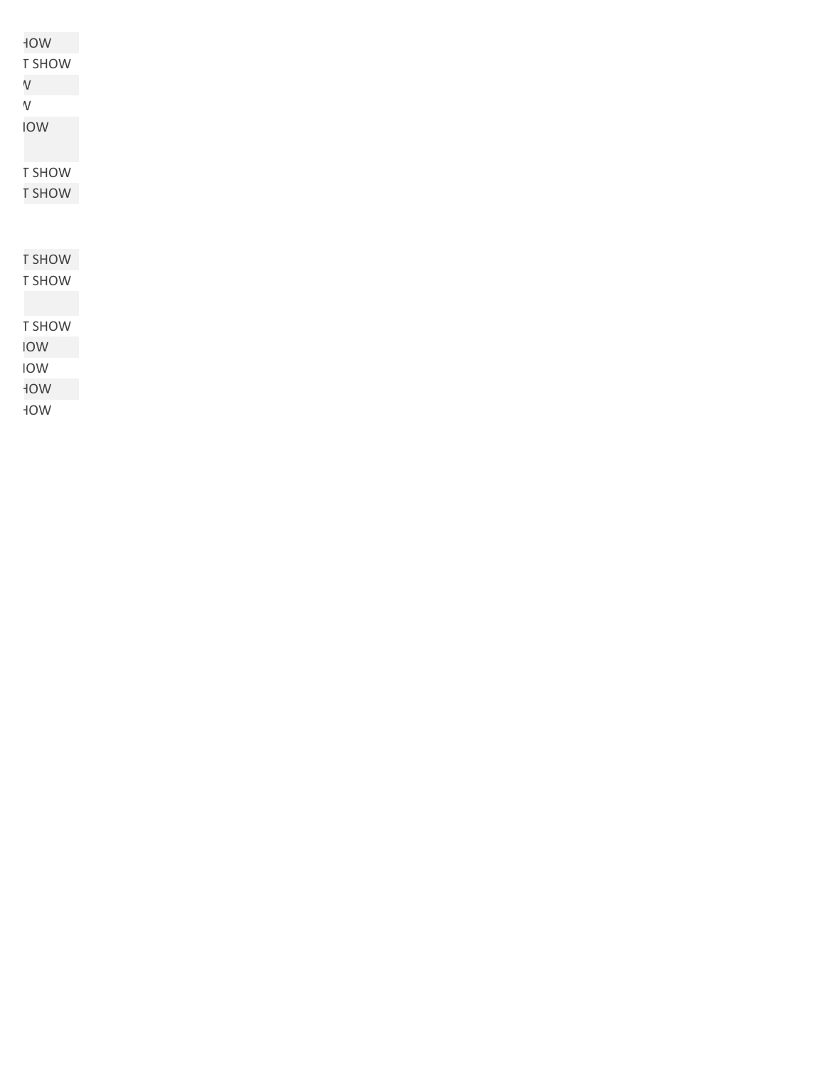| |
|---|
| HOW |
| T SHOW |
| V |
| V |
| IOW |
| T SHOW |
| T SHOW |
| |
| T SHOW |
| T SHOW |
| |
| T SHOW |
| IOW |
| IOW |
| HOW |
| HOW |